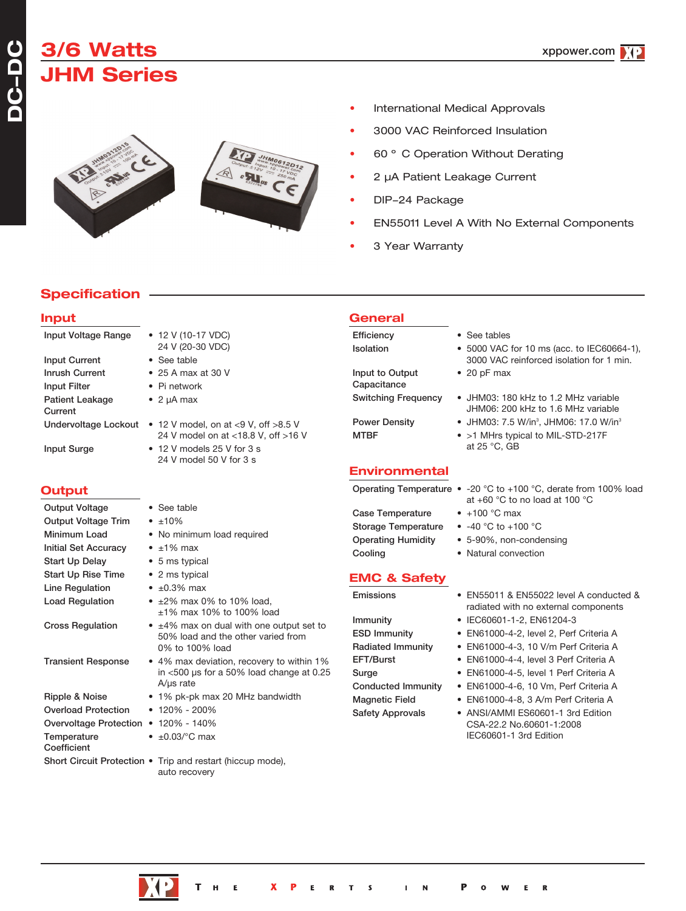# 3/6 Watts
# JHM Series

- International Medical Approvals
- 3000 VAC Reinforced Insulation
- 60 ° C Operation Without Derating
- 2 µA Patient Leakage Current
- DIP–24 Package
- EN55011 Level A With No External Components
- 3 Year Warranty

## Specification

### Input

| | |
|---|---|
| Input Voltage Range | • 12 V (10-17 VDC)<br>24 V (20-30 VDC) |
| Input Current | • See table |
| Inrush Current | • 25 A max at 30 V |
| Input Filter | • Pi network |
| Patient Leakage Current | • 2 µA max |
| Undervoltage Lockout | • 12 V model, on at <9 V, off >8.5 V<br>24 V model on at <18.8 V, off >16 V |
| Input Surge | • 12 V models 25 V for 3 s<br>24 V model 50 V for 3 s |

### Output

| | |
|---|---|
| Output Voltage | • See table |
| Output Voltage Trim | • ±10% |
| Minimum Load | • No minimum load required |
| Initial Set Accuracy | • ±1% max |
| Start Up Delay | • 5 ms typical |
| Start Up Rise Time | • 2 ms typical |
| Line Regulation | • ±0.3% max |
| Load Regulation | • ±2% max 0% to 10% load,<br>±1% max 10% to 100% load |
| Cross Regulation | • ±4% max on dual with one output set to 50% load and the other varied from 0% to 100% load |
| Transient Response | • 4% max deviation, recovery to within 1% in <500 µs for a 50% load change at 0.25 A/µs rate |
| Ripple & Noise | • 1% pk-pk max 20 MHz bandwidth |
| Overload Protection | • 120% - 200% |
| Overvoltage Protection | • 120% - 140% |
| Temperature Coefficient | • ±0.03/°C max |
| Short Circuit Protection | • Trip and restart (hiccup mode), auto recovery |

### General

| | |
|---|---|
| Efficiency | • See tables |
| Isolation | • 5000 VAC for 10 ms (acc. to IEC60664-1), 3000 VAC reinforced isolation for 1 min. |
| Input to Output Capacitance | • 20 pF max |
| Switching Frequency | • JHM03: 180 kHz to 1.2 MHz variable<br>JHM06: 200 kHz to 1.6 MHz variable |
| Power Density | • JHM03: 7.5 W/in³, JHM06: 17.0 W/in³ |
| MTBF | • >1 MHrs typical to MIL-STD-217F at 25 °C, GB |

### Environmental

| | |
|---|---|
| Operating Temperature | • -20 °C to +100 °C, derate from 100% load at +60 °C to no load at 100 °C |
| Case Temperature | • +100 °C max |
| Storage Temperature | • -40 °C to +100 °C |
| Operating Humidity | • 5-90%, non-condensing |
| Cooling | • Natural convection |

### EMC & Safety

| | |
|---|---|
| Emissions | • EN55011 & EN55022 level A conducted & radiated with no external components |
| Immunity | • IEC60601-1-2, EN61204-3 |
| ESD Immunity | • EN61000-4-2, level 2, Perf Criteria A |
| Radiated Immunity | • EN61000-4-3, 10 V/m Perf Criteria A |
| EFT/Burst | • EN61000-4-4, level 3 Perf Criteria A |
| Surge | • EN61000-4-5, level 1 Perf Criteria A |
| Conducted Immunity | • EN61000-4-6, 10 Vm, Perf Criteria A |
| Magnetic Field | • EN61000-4-8, 3 A/m Perf Criteria A |
| Safety Approvals | • ANSI/AMMI ES60601-1 3rd Edition<br>CSA-22.2 No.60601-1:2008<br>IEC60601-1 3rd Edition |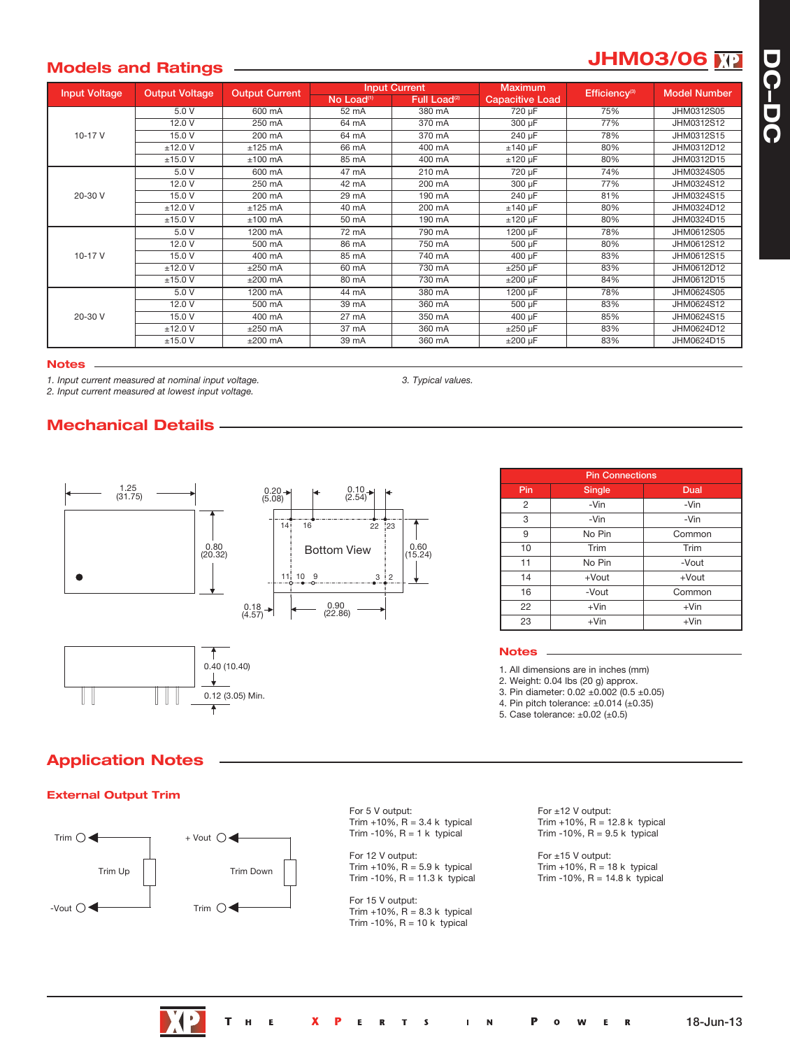## Models and Ratings

JHM03/06

| Input Voltage | Output Voltage | Output Current | Input Current | | Maximum Capacitive Load | Efficiency[3] | Model Number |
|---|---|---|---|---|---|---|---|
| | | | No Load[1] | Full Load[2] | | | |
| 10-17 V | 5.0 V | 600 mA | 52 mA | 380 mA | 720 µF | 75% | JHM0312S05 |
| | 12.0 V | 250 mA | 64 mA | 370 mA | 300 µF | 77% | JHM0312S12 |
| | 15.0 V | 200 mA | 64 mA | 370 mA | 240 µF | 78% | JHM0312S15 |
| | ±12.0 V | ±125 mA | 66 mA | 400 mA | ±140 µF | 80% | JHM0312D12 |
| | ±15.0 V | ±100 mA | 85 mA | 400 mA | ±120 µF | 80% | JHM0312D15 |
| 20-30 V | 5.0 V | 600 mA | 47 mA | 210 mA | 720 µF | 74% | JHM0324S05 |
| | 12.0 V | 250 mA | 42 mA | 200 mA | 300 µF | 77% | JHM0324S12 |
| | 15.0 V | 200 mA | 29 mA | 190 mA | 240 µF | 81% | JHM0324S15 |
| | ±12.0 V | ±125 mA | 40 mA | 200 mA | ±140 µF | 80% | JHM0324D12 |
| | ±15.0 V | ±100 mA | 50 mA | 190 mA | ±120 µF | 80% | JHM0324D15 |
| 10-17 V | 5.0 V | 1200 mA | 72 mA | 790 mA | 1200 µF | 78% | JHM0612S05 |
| | 12.0 V | 500 mA | 86 mA | 750 mA | 500 µF | 80% | JHM0612S12 |
| | 15.0 V | 400 mA | 85 mA | 740 mA | 400 µF | 83% | JHM0612S15 |
| | ±12.0 V | ±250 mA | 60 mA | 730 mA | ±250 µF | 83% | JHM0612D12 |
| | ±15.0 V | ±200 mA | 80 mA | 730 mA | ±200 µF | 84% | JHM0612D15 |
| 20-30 V | 5.0 V | 1200 mA | 44 mA | 380 mA | 1200 µF | 78% | JHM0624S05 |
| | 12.0 V | 500 mA | 39 mA | 360 mA | 500 µF | 83% | JHM0624S12 |
| | 15.0 V | 400 mA | 27 mA | 350 mA | 400 µF | 85% | JHM0624S15 |
| | ±12.0 V | ±250 mA | 37 mA | 360 mA | ±250 µF | 83% | JHM0624D12 |
| | ±15.0 V | ±200 mA | 39 mA | 360 mA | ±200 µF | 83% | JHM0624D15 |

### Notes

1. *Input current measured at nominal input voltage.*
2. *Input current measured at lowest input voltage.*
3. *Typical values.*

## Mechanical Details

1.25 (31.75)
0.80 (20.32)
0.20 (5.08)
0.10 (2.54)
14 16 22 23
Bottom View
11 10 9 3 2
0.60 (15.24)
0.18 (4.57)
0.90 (22.86)
0.40 (10.40)
0.12 (3.05) Min.

| Pin Connections | | |
|---|---|---|
| Pin | Single | Dual |
| 2 | -Vin | -Vin |
| 3 | -Vin | -Vin |
| 9 | No Pin | Common |
| 10 | Trim | Trim |
| 11 | No Pin | -Vout |
| 14 | +Vout | +Vout |
| 16 | -Vout | Common |
| 22 | +Vin | +Vin |
| 23 | +Vin | +Vin |

### Notes

1. All dimensions are in inches (mm)
2. Weight: 0.04 lbs (20 g) approx.
3. Pin diameter: 0.02 ±0.002 (0.5 ±0.05)
4. Pin pitch tolerance: ±0.014 (±0.35)
5. Case tolerance: ±0.02 (±0.5)

## Application Notes

### External Output Trim

Trim
Trim Up
-Vout
+ Vout
Trim Down
Trim

For 5 V output:
Trim +10%, R = 3.4 k typical
Trim -10%, R = 1 k typical

For 12 V output:
Trim +10%, R = 5.9 k typical
Trim -10%, R = 11.3 k typical

For 15 V output:
Trim +10%, R = 8.3 k typical
Trim -10%, R = 10 k typical

For ±12 V output:
Trim +10%, R = 12.8 k typical
Trim -10%, R = 9.5 k typical

For ±15 V output:
Trim +10%, R = 18 k typical
Trim -10%, R = 14.8 k typical

18-Jun-13